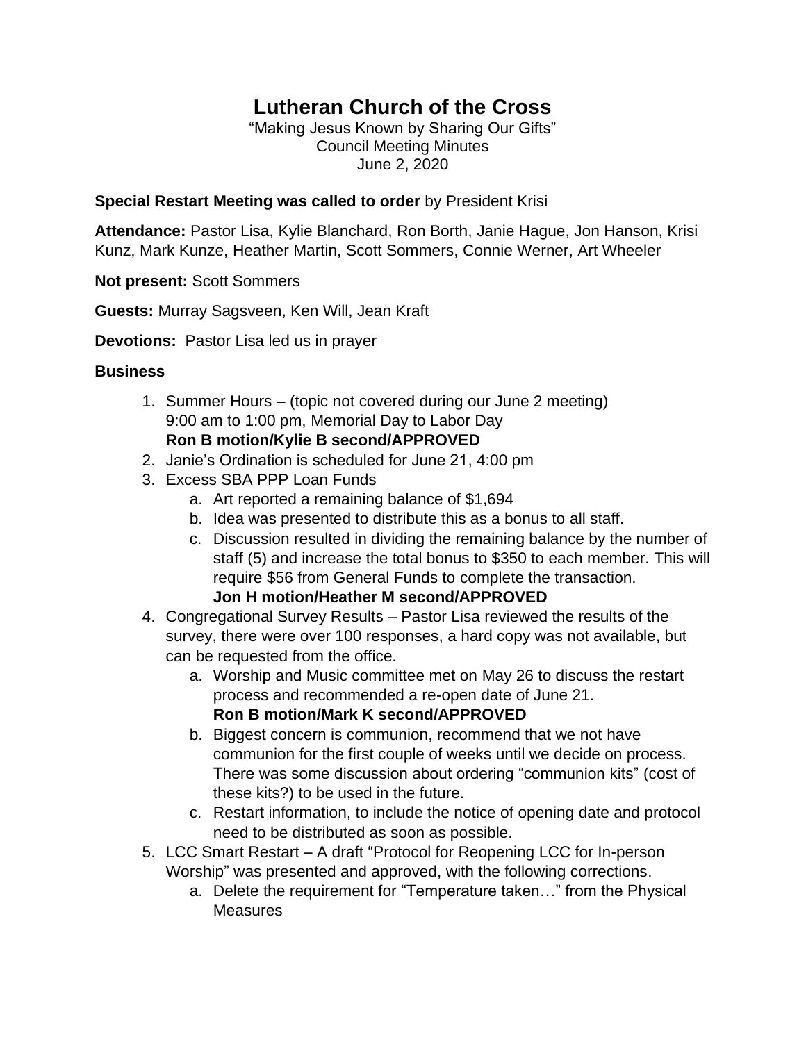# Lutheran Church of the Cross

"Making Jesus Known by Sharing Our Gifts"
Council Meeting Minutes
June 2, 2020

**Special Restart Meeting was called to order** by President Krisi

**Attendance:** Pastor Lisa, Kylie Blanchard, Ron Borth, Janie Hague, Jon Hanson, Krisi Kunz, Mark Kunze, Heather Martin, Scott Sommers, Connie Werner, Art Wheeler

**Not present:** Scott Sommers

**Guests:** Murray Sagsveen, Ken Will, Jean Kraft

**Devotions:** Pastor Lisa led us in prayer

**Business**

1. Summer Hours – (topic not covered during our June 2 meeting)
   9:00 am to 1:00 pm, Memorial Day to Labor Day
   **Ron B motion/Kylie B second/APPROVED**
2. Janie's Ordination is scheduled for June 21, 4:00 pm
3. Excess SBA PPP Loan Funds
   a. Art reported a remaining balance of $1,694
   b. Idea was presented to distribute this as a bonus to all staff.
   c. Discussion resulted in dividing the remaining balance by the number of staff (5) and increase the total bonus to $350 to each member. This will require $56 from General Funds to complete the transaction.
   **Jon H motion/Heather M second/APPROVED**
4. Congregational Survey Results – Pastor Lisa reviewed the results of the survey, there were over 100 responses, a hard copy was not available, but can be requested from the office.
   a. Worship and Music committee met on May 26 to discuss the restart process and recommended a re-open date of June 21.
   **Ron B motion/Mark K second/APPROVED**
   b. Biggest concern is communion, recommend that we not have communion for the first couple of weeks until we decide on process. There was some discussion about ordering "communion kits" (cost of these kits?) to be used in the future.
   c. Restart information, to include the notice of opening date and protocol need to be distributed as soon as possible.
5. LCC Smart Restart – A draft "Protocol for Reopening LCC for In-person Worship" was presented and approved, with the following corrections.
   a. Delete the requirement for "Temperature taken…" from the Physical Measures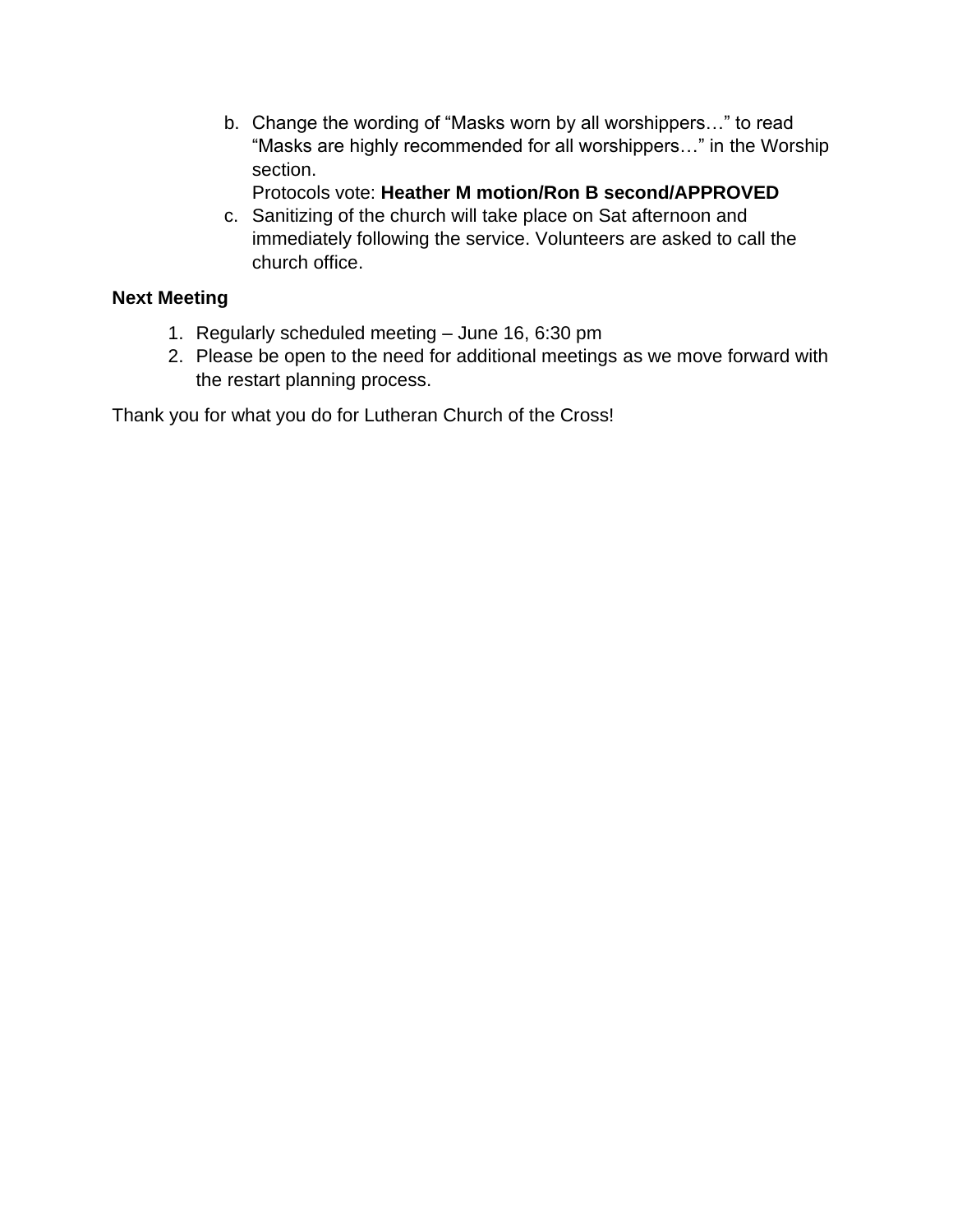b. Change the wording of “Masks worn by all worshippers…” to read “Masks are highly recommended for all worshippers…” in the Worship section.
   Protocols vote: **Heather M motion/Ron B second/APPROVED**
c. Sanitizing of the church will take place on Sat afternoon and immediately following the service. Volunteers are asked to call the church office.

**Next Meeting**

1. Regularly scheduled meeting – June 16, 6:30 pm
2. Please be open to the need for additional meetings as we move forward with the restart planning process.

Thank you for what you do for Lutheran Church of the Cross!